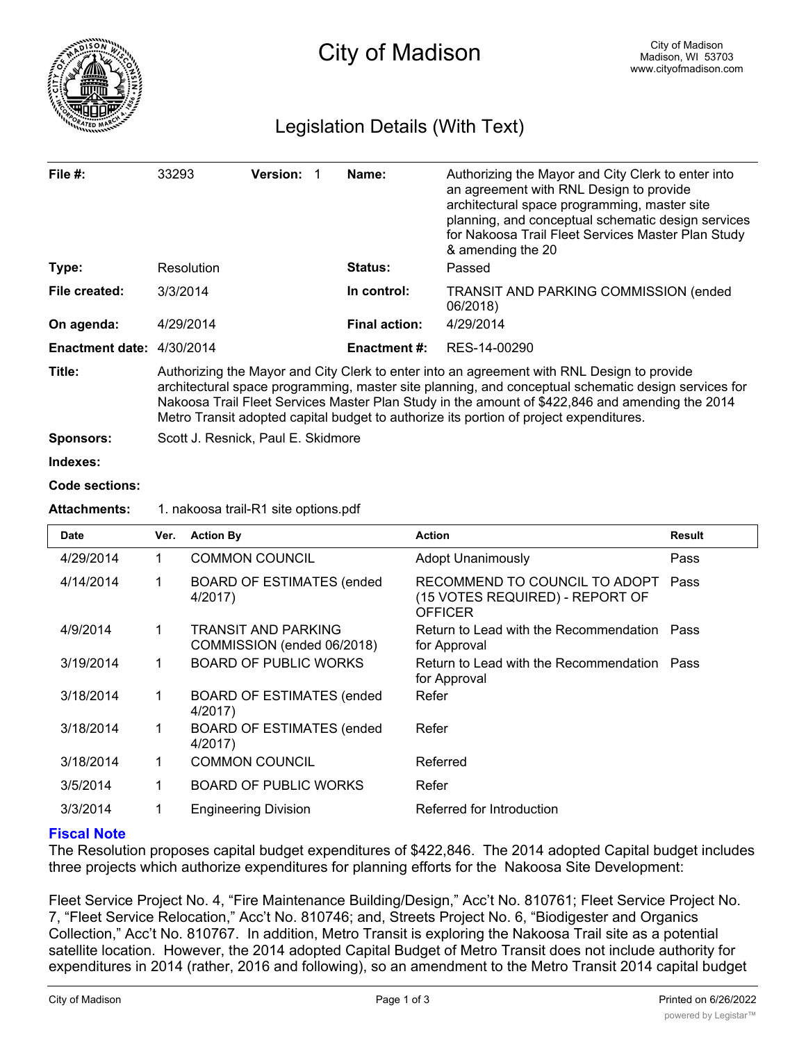# City of Madison

City of Madison
Madison, WI 53703
www.cityofmadison.com

## Legislation Details (With Text)

| | | | |
|---|---|---|---|
| **File #:** | 33293 **Version:** 1 | **Name:** | Authorizing the Mayor and City Clerk to enter into an agreement with RNL Design to provide architectural space programming, master site planning, and conceptual schematic design services for Nakoosa Trail Fleet Services Master Plan Study & amending the 20 |
| **Type:** | Resolution | **Status:** | Passed |
| **File created:** | 3/3/2014 | **In control:** | TRANSIT AND PARKING COMMISSION (ended 06/2018) |
| **On agenda:** | 4/29/2014 | **Final action:** | 4/29/2014 |
| **Enactment date:** | 4/30/2014 | **Enactment #:** | RES-14-00290 |

**Title:** Authorizing the Mayor and City Clerk to enter into an agreement with RNL Design to provide architectural space programming, master site planning, and conceptual schematic design services for Nakoosa Trail Fleet Services Master Plan Study in the amount of $422,846 and amending the 2014 Metro Transit adopted capital budget to authorize its portion of project expenditures.

**Sponsors:** Scott J. Resnick, Paul E. Skidmore

**Indexes:**

**Code sections:**

**Attachments:** 1. nakoosa trail-R1 site options.pdf

| Date | Ver. | Action By | Action | Result |
|---|---|---|---|---|
| 4/29/2014 | 1 | COMMON COUNCIL | Adopt Unanimously | Pass |
| 4/14/2014 | 1 | BOARD OF ESTIMATES (ended 4/2017) | RECOMMEND TO COUNCIL TO ADOPT (15 VOTES REQUIRED) - REPORT OF OFFICER | Pass |
| 4/9/2014 | 1 | TRANSIT AND PARKING COMMISSION (ended 06/2018) | Return to Lead with the Recommendation for Approval | Pass |
| 3/19/2014 | 1 | BOARD OF PUBLIC WORKS | Return to Lead with the Recommendation for Approval | Pass |
| 3/18/2014 | 1 | BOARD OF ESTIMATES (ended 4/2017) | Refer | |
| 3/18/2014 | 1 | BOARD OF ESTIMATES (ended 4/2017) | Refer | |
| 3/18/2014 | 1 | COMMON COUNCIL | Referred | |
| 3/5/2014 | 1 | BOARD OF PUBLIC WORKS | Refer | |
| 3/3/2014 | 1 | Engineering Division | Referred for Introduction | |

### Fiscal Note

The Resolution proposes capital budget expenditures of $422,846. The 2014 adopted Capital budget includes three projects which authorize expenditures for planning efforts for the Nakoosa Site Development:

Fleet Service Project No. 4, "Fire Maintenance Building/Design," Acc't No. 810761; Fleet Service Project No. 7, "Fleet Service Relocation," Acc't No. 810746; and, Streets Project No. 6, "Biodigester and Organics Collection," Acc't No. 810767. In addition, Metro Transit is exploring the Nakoosa Trail site as a potential satellite location. However, the 2014 adopted Capital Budget of Metro Transit does not include authority for expenditures in 2014 (rather, 2016 and following), so an amendment to the Metro Transit 2014 capital budget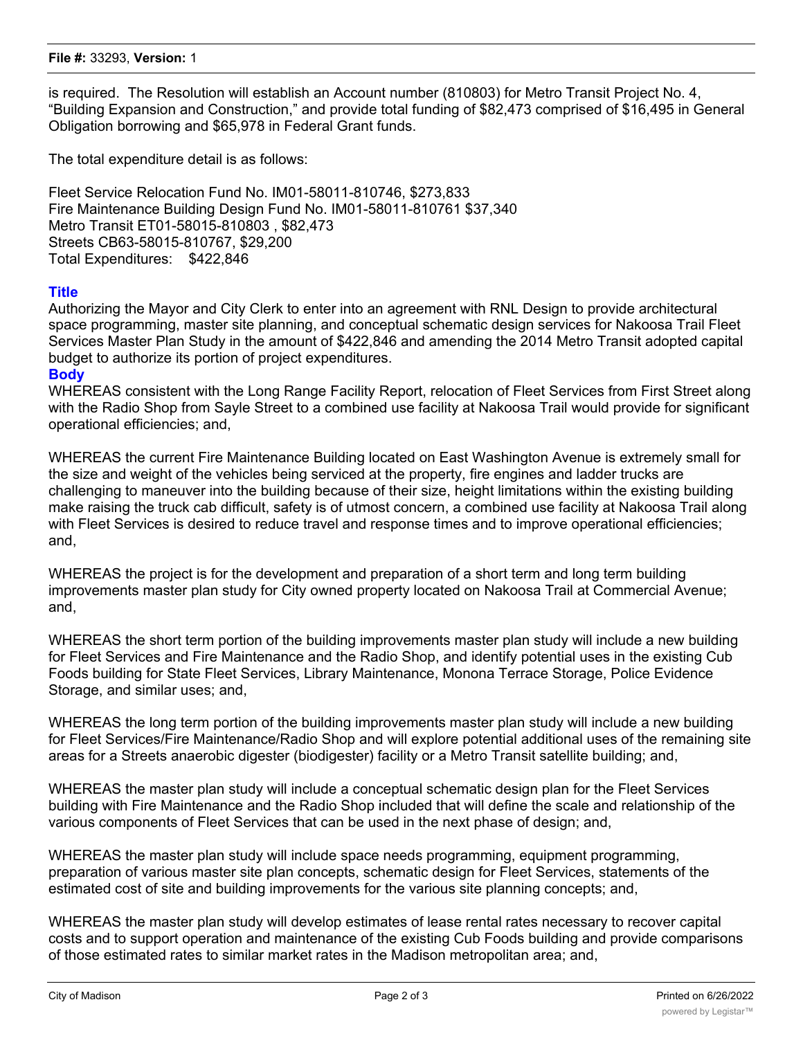is required. The Resolution will establish an Account number (810803) for Metro Transit Project No. 4, "Building Expansion and Construction," and provide total funding of $82,473 comprised of $16,495 in General Obligation borrowing and $65,978 in Federal Grant funds.

The total expenditure detail is as follows:

Fleet Service Relocation Fund No. IM01-58011-810746, $273,833
Fire Maintenance Building Design Fund No. IM01-58011-810761 $37,340
Metro Transit ET01-58015-810803 , $82,473
Streets CB63-58015-810767, $29,200
Total Expenditures: $422,846

## Title

Authorizing the Mayor and City Clerk to enter into an agreement with RNL Design to provide architectural space programming, master site planning, and conceptual schematic design services for Nakoosa Trail Fleet Services Master Plan Study in the amount of $422,846 and amending the 2014 Metro Transit adopted capital budget to authorize its portion of project expenditures.

## Body

WHEREAS consistent with the Long Range Facility Report, relocation of Fleet Services from First Street along with the Radio Shop from Sayle Street to a combined use facility at Nakoosa Trail would provide for significant operational efficiencies; and,

WHEREAS the current Fire Maintenance Building located on East Washington Avenue is extremely small for the size and weight of the vehicles being serviced at the property, fire engines and ladder trucks are challenging to maneuver into the building because of their size, height limitations within the existing building make raising the truck cab difficult, safety is of utmost concern, a combined use facility at Nakoosa Trail along with Fleet Services is desired to reduce travel and response times and to improve operational efficiencies; and,

WHEREAS the project is for the development and preparation of a short term and long term building improvements master plan study for City owned property located on Nakoosa Trail at Commercial Avenue; and,

WHEREAS the short term portion of the building improvements master plan study will include a new building for Fleet Services and Fire Maintenance and the Radio Shop, and identify potential uses in the existing Cub Foods building for State Fleet Services, Library Maintenance, Monona Terrace Storage, Police Evidence Storage, and similar uses; and,

WHEREAS the long term portion of the building improvements master plan study will include a new building for Fleet Services/Fire Maintenance/Radio Shop and will explore potential additional uses of the remaining site areas for a Streets anaerobic digester (biodigester) facility or a Metro Transit satellite building; and,

WHEREAS the master plan study will include a conceptual schematic design plan for the Fleet Services building with Fire Maintenance and the Radio Shop included that will define the scale and relationship of the various components of Fleet Services that can be used in the next phase of design; and,

WHEREAS the master plan study will include space needs programming, equipment programming, preparation of various master site plan concepts, schematic design for Fleet Services, statements of the estimated cost of site and building improvements for the various site planning concepts; and,

WHEREAS the master plan study will develop estimates of lease rental rates necessary to recover capital costs and to support operation and maintenance of the existing Cub Foods building and provide comparisons of those estimated rates to similar market rates in the Madison metropolitan area; and,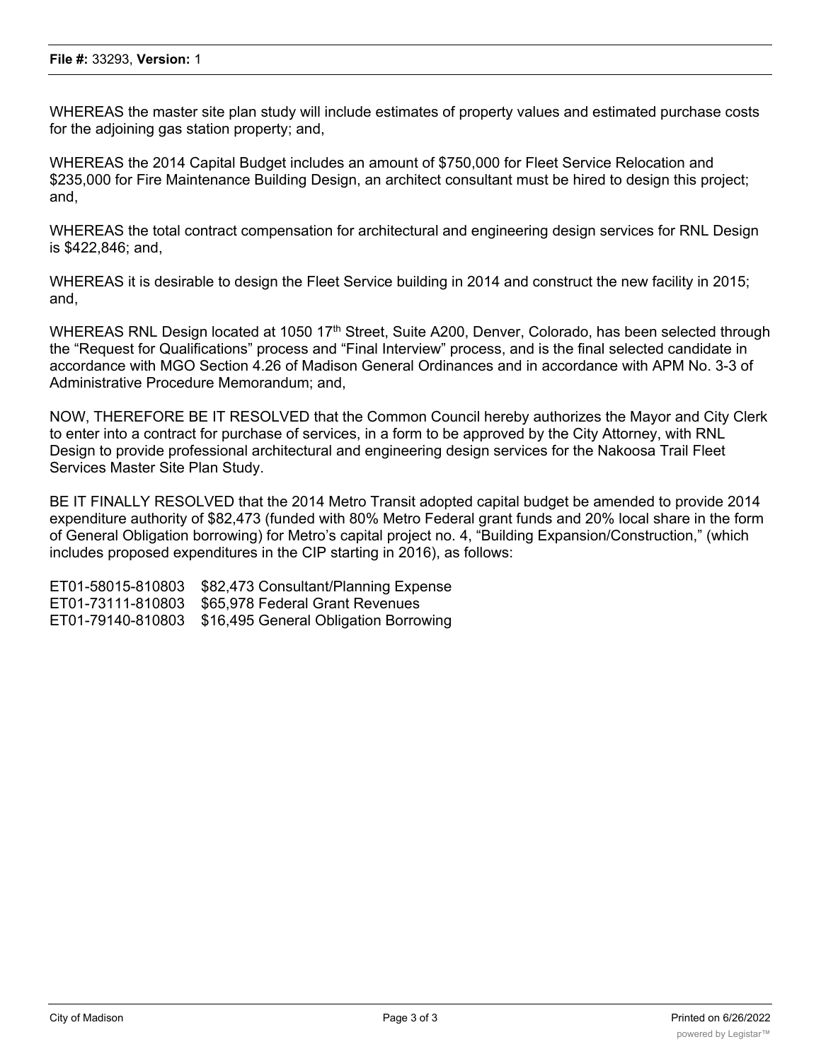WHEREAS the master site plan study will include estimates of property values and estimated purchase costs for the adjoining gas station property; and,

WHEREAS the 2014 Capital Budget includes an amount of $750,000 for Fleet Service Relocation and $235,000 for Fire Maintenance Building Design, an architect consultant must be hired to design this project; and,

WHEREAS the total contract compensation for architectural and engineering design services for RNL Design is $422,846; and,

WHEREAS it is desirable to design the Fleet Service building in 2014 and construct the new facility in 2015; and,

WHEREAS RNL Design located at 1050 17th Street, Suite A200, Denver, Colorado, has been selected through the "Request for Qualifications" process and "Final Interview" process, and is the final selected candidate in accordance with MGO Section 4.26 of Madison General Ordinances and in accordance with APM No. 3-3 of Administrative Procedure Memorandum; and,

NOW, THEREFORE BE IT RESOLVED that the Common Council hereby authorizes the Mayor and City Clerk to enter into a contract for purchase of services, in a form to be approved by the City Attorney, with RNL Design to provide professional architectural and engineering design services for the Nakoosa Trail Fleet Services Master Site Plan Study.

BE IT FINALLY RESOLVED that the 2014 Metro Transit adopted capital budget be amended to provide 2014 expenditure authority of $82,473 (funded with 80% Metro Federal grant funds and 20% local share in the form of General Obligation borrowing) for Metro's capital project no. 4, "Building Expansion/Construction," (which includes proposed expenditures in the CIP starting in 2016), as follows:

| | |
|---|---|
| ET01-58015-810803 | $82,473 Consultant/Planning Expense |
| ET01-73111-810803 | $65,978 Federal Grant Revenues |
| ET01-79140-810803 | $16,495 General Obligation Borrowing |